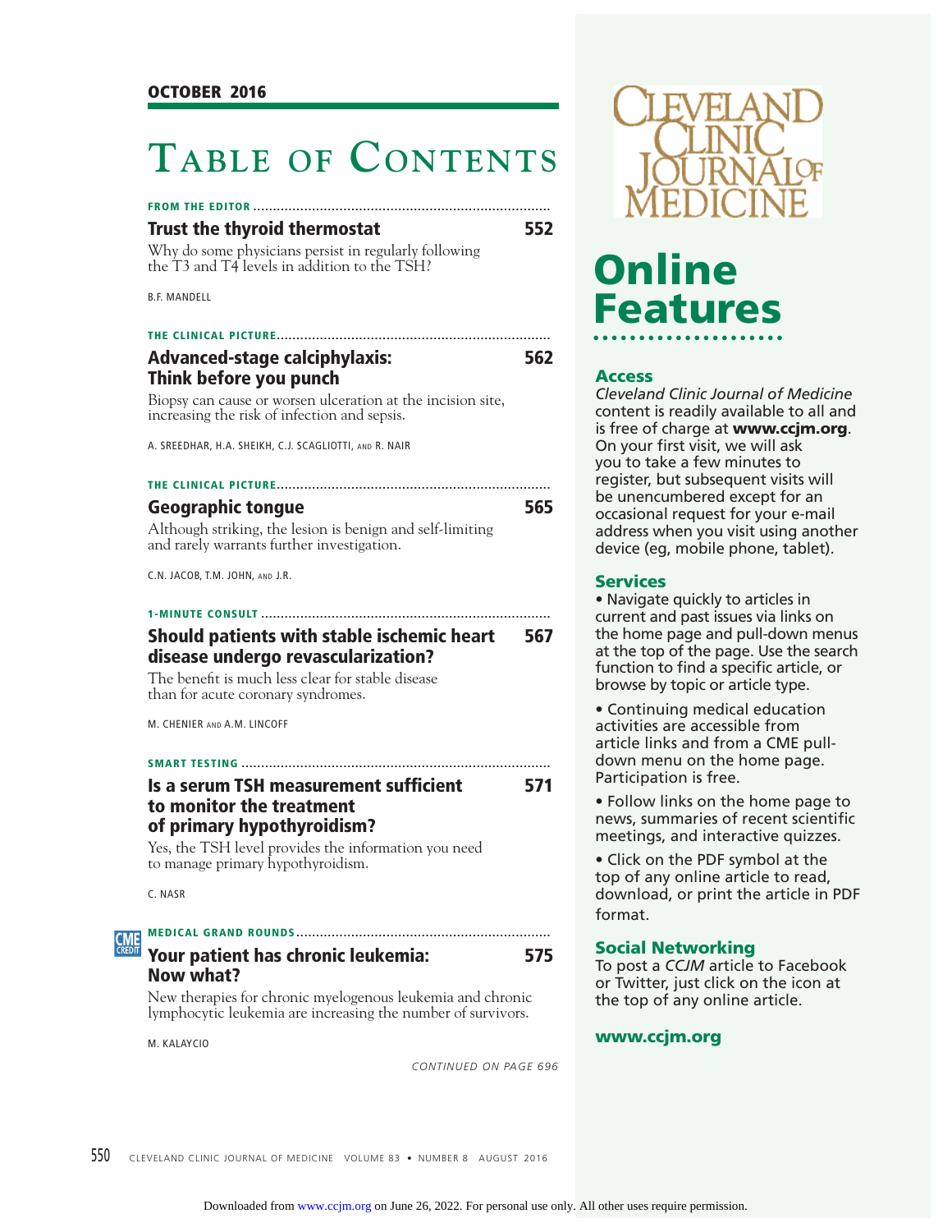OCTOBER 2016

# Table of Contents

FROM THE EDITOR

## Trust the thyroid thermostat — 552

Why do some physicians persist in regularly following the T3 and T4 levels in addition to the TSH?

B.F. MANDELL

THE CLINICAL PICTURE

## Advanced-stage calciphylaxis: Think before you punch — 562

Biopsy can cause or worsen ulceration at the incision site, increasing the risk of infection and sepsis.

A. SREEDHAR, H.A. SHEIKH, C.J. SCAGLIOTTI, AND R. NAIR

THE CLINICAL PICTURE

## Geographic tongue — 565

Although striking, the lesion is benign and self-limiting and rarely warrants further investigation.

C.N. JACOB, T.M. JOHN, AND J.R.

1-MINUTE CONSULT

## Should patients with stable ischemic heart disease undergo revascularization? — 567

The benefit is much less clear for stable disease than for acute coronary syndromes.

M. CHENIER AND A.M. LINCOFF

SMART TESTING

## Is a serum TSH measurement sufficient to monitor the treatment of primary hypothyroidism? — 571

Yes, the TSH level provides the information you need to manage primary hypothyroidism.

C. NASR

CME CREDIT

MEDICAL GRAND ROUNDS

## Your patient has chronic leukemia: Now what? — 575

New therapies for chronic myelogenous leukemia and chronic lymphocytic leukemia are increasing the number of survivors.

M. KALAYCIO

*CONTINUED ON PAGE 696*

CLEVELAND CLINIC JOURNAL OF MEDICINE

# Online Features

### Access

*Cleveland Clinic Journal of Medicine* content is readily available to all and is free of charge at **www.ccjm.org**. On your first visit, we will ask you to take a few minutes to register, but subsequent visits will be unencumbered except for an occasional request for your e-mail address when you visit using another device (eg, mobile phone, tablet).

### Services

- Navigate quickly to articles in current and past issues via links on the home page and pull-down menus at the top of the page. Use the search function to find a specific article, or browse by topic or article type.
- Continuing medical education activities are accessible from article links and from a CME pull-down menu on the home page. Participation is free.
- Follow links on the home page to news, summaries of recent scientific meetings, and interactive quizzes.
- Click on the PDF symbol at the top of any online article to read, download, or print the article in PDF format.

### Social Networking

To post a *CCJM* article to Facebook or Twitter, just click on the icon at the top of any online article.

**www.ccjm.org**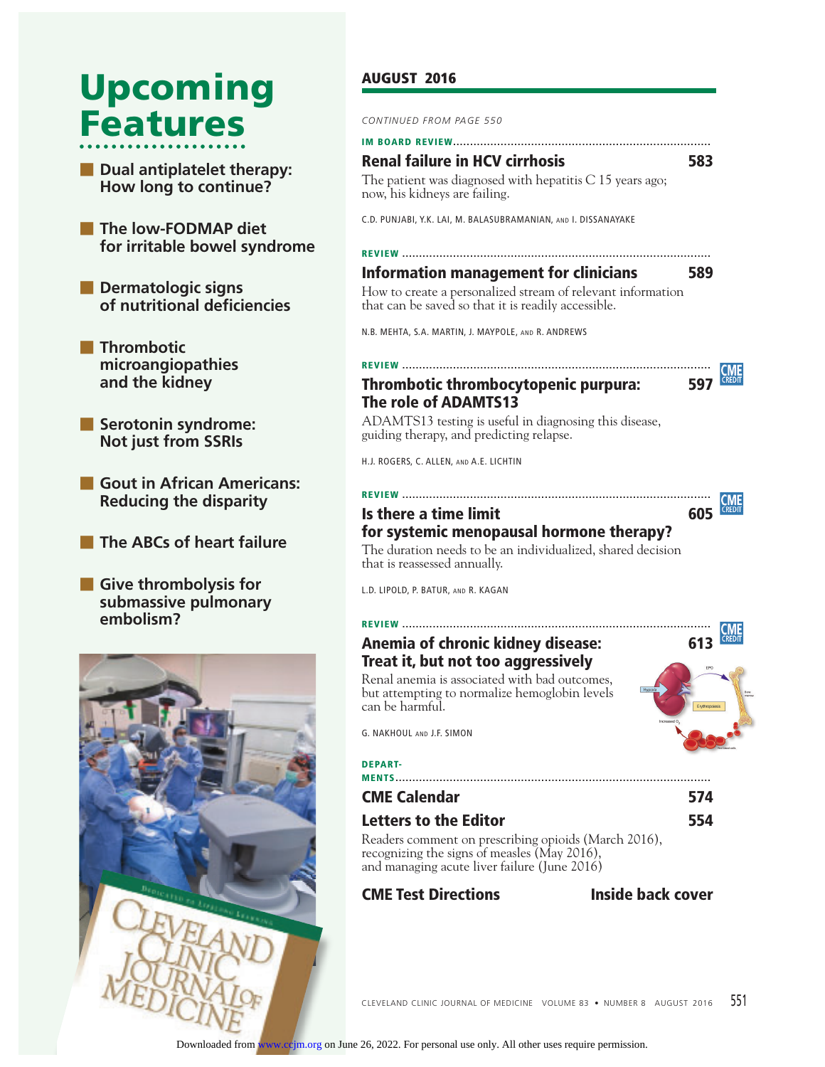# Upcoming Features

- Dual antiplatelet therapy: How long to continue?
- The low-FODMAP diet for irritable bowel syndrome
- Dermatologic signs of nutritional deficiencies
- Thrombotic microangiopathies and the kidney
- Serotonin syndrome: Not just from SSRIs
- Gout in African Americans: Reducing the disparity
- The ABCs of heart failure
- Give thrombolysis for submassive pulmonary embolism?

## AUGUST 2016

*CONTINUED FROM PAGE 550*

**IM BOARD REVIEW**

### Renal failure in HCV cirrhosis — 583

The patient was diagnosed with hepatitis C 15 years ago; now, his kidneys are failing.

C.D. PUNJABI, Y.K. LAI, M. BALASUBRAMANIAN, AND I. DISSANAYAKE

**REVIEW**

### Information management for clinicians — 589

How to create a personalized stream of relevant information that can be saved so that it is readily accessible.

N.B. MEHTA, S.A. MARTIN, J. MAYPOLE, AND R. ANDREWS

**REVIEW** — CME CREDIT

### Thrombotic thrombocytopenic purpura: The role of ADAMTS13 — 597

ADAMTS13 testing is useful in diagnosing this disease, guiding therapy, and predicting relapse.

H.J. ROGERS, C. ALLEN, AND A.E. LICHTIN

**REVIEW** — CME CREDIT

### Is there a time limit for systemic menopausal hormone therapy? — 605

The duration needs to be an individualized, shared decision that is reassessed annually.

L.D. LIPOLD, P. BATUR, AND R. KAGAN

**REVIEW** — CME CREDIT

### Anemia of chronic kidney disease: Treat it, but not too aggressively — 613

Renal anemia is associated with bad outcomes, but attempting to normalize hemoglobin levels can be harmful.

G. NAKHOUL AND J.F. SIMON

**DEPARTMENTS**

### CME Calendar — 574

### Letters to the Editor — 554

Readers comment on prescribing opioids (March 2016), recognizing the signs of measles (May 2016), and managing acute liver failure (June 2016)

### CME Test Directions — Inside back cover

Downloaded from www.ccjm.org on June 26, 2022. For personal use only. All other uses require permission.